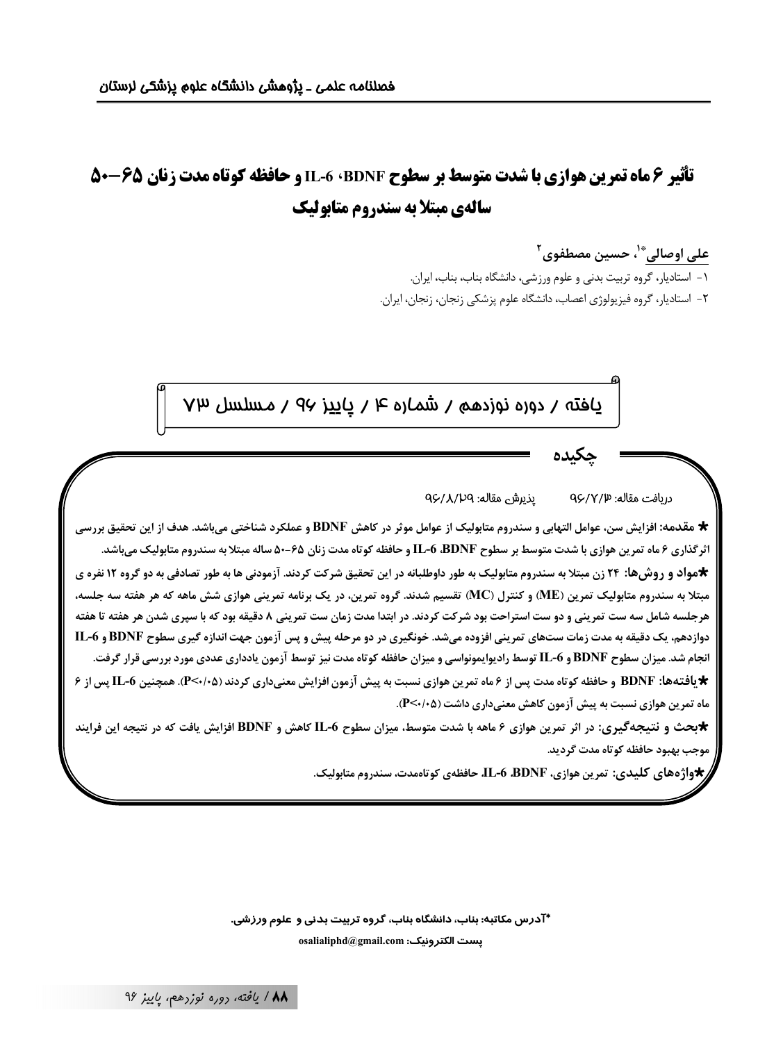# تأثیر ۶ ماه تمرین هوازی با شدت متوسط بر سطوح BDNF، IL-6 و حافظه کوتاه مدت زنان ۶۵-۵۰ ساله‌ی مبتلا به سندروم متابولیک

**علی اوصالی**[*1]، **حسین مصطفوی**[2]

۱- استادیار، گروه تربیت بدنی و علوم ورزشی، دانشگاه بناب، بناب، ایران.

۲- استادیار، گروه فیزیولوژی اعصاب، دانشگاه علوم پزشکی زنجان، زنجان، ایران.

یافته / دوره نوزدهم / شماره ۴ / پاییز ۹۶ / مسلسل ۷۳

## چکیده

دریافت مقاله: ۹۶/۷/۱۳ &nbsp;&nbsp;&nbsp;&nbsp; پذیرش مقاله: ۹۶/۸/۲۹

★ **مقدمه:** افزایش سن، عوامل التهابی و سندروم متابولیک از عوامل موثر در کاهش BDNF و عملکرد شناختی می‌باشد. هدف از این تحقیق بررسی اثرگذاری ۶ ماه تمرین هوازی با شدت متوسط بر سطوح BDNF، IL-6 و حافظه کوتاه مدت زنان ۶۵-۵۰ ساله مبتلا به سندروم متابولیک می‌باشد.

★ **مواد و روش‌ها:** ۲۴ زن مبتلا به سندروم متابولیک به طور داوطلبانه در این تحقیق شرکت کردند. آزمودنی ها به طور تصادفی به دو گروه ۱۲ نفره ی مبتلا به سندروم متابولیک تمرین (ME) و کنترل (MC) تقسیم شدند. گروه تمرین، در یک برنامه تمرینی هوازی شش ماهه که هر هفته سه جلسه، هرجلسه شامل سه ست تمرینی و دو ست استراحت بود شرکت کردند. در ابتدا مدت زمان ست تمرینی ۸ دقیقه بود که با سپری شدن هر هفته تا هفته دوازدهم، یک دقیقه به مدت زمات ست‌های تمرینی افزوده می‌شد. خونگیری در دو مرحله پیش و پس آزمون جهت اندازه گیری سطوح BDNF و IL-6 انجام شد. میزان سطوح BDNF و IL-6 توسط رادیوایمونواسی و میزان حافظه کوتاه مدت نیز توسط آزمون یادداری عددی مورد بررسی قرار گرفت.

★ **یافته‌ها:** BDNF و حافظه کوتاه مدت پس از ۶ ماه تمرین هوازی نسبت به پیش آزمون افزایش معنی‌داری کردند ($P<0/05$). همچنین IL-6 پس از ۶ ماه تمرین هوازی نسبت به پیش آزمون کاهش معنی‌داری داشت ($P<0/05$).

★ **بحث و نتیجه‌گیری:** در اثر تمرین هوازی ۶ ماهه با شدت متوسط، میزان سطوح IL-6 کاهش و BDNF افزایش یافت که در نتیجه این فرایند موجب بهبود حافظه کوتاه مدت گردید.

★ **واژه‌های کلیدی:** تمرین هوازی، BDNF، IL-6، حافظه‌ی کوتاه‌مدت، سندروم متابولیک.

*آدرس مکاتبه: بناب، دانشگاه بناب، گروه تربیت بدنی و علوم ورزشی.

پست الکترونیک: osalialiphd@gmail.com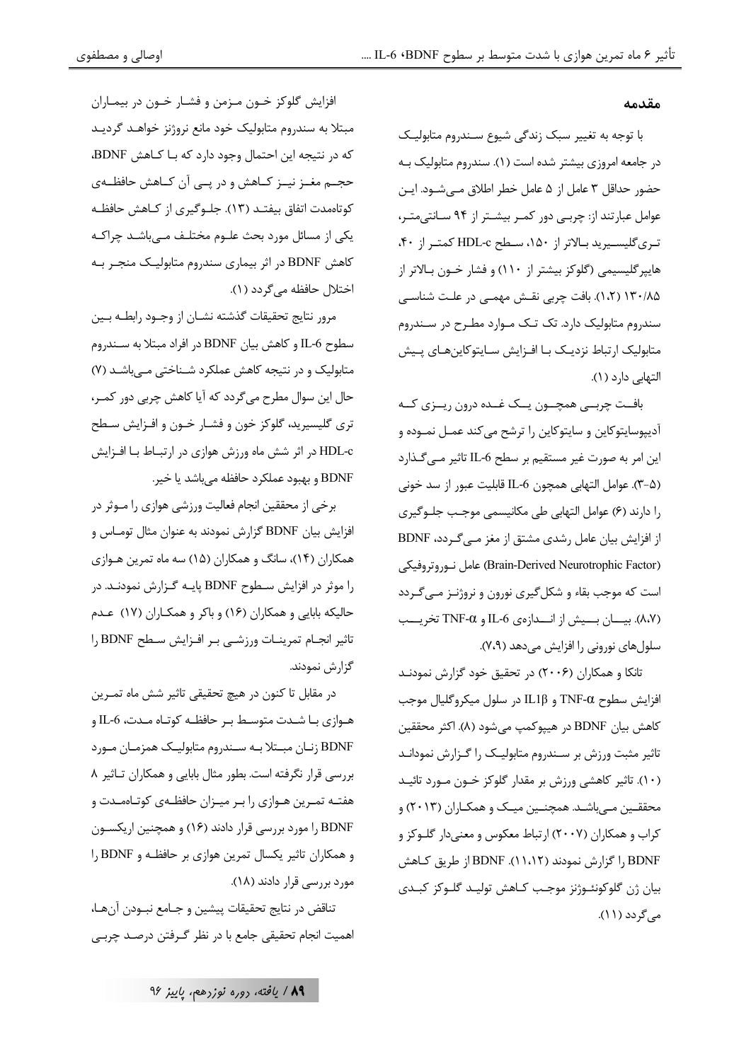## مقدمه

با توجه به تغییر سبک زندگی شیوع سندروم متابولیک در جامعه امروزی بیشتر شده است (۱). سندروم متابولیک به حضور حداقل ۳ عامل از ۵ عامل خطر اطلاق می‌شود. این عوامل عبارتند از: چربی دور کمر بیشتر از ۹۴ سانتی‌متر، تری‌گلیسرید بالاتر از ۱۵۰، سطح HDL-c کمتر از ۴۰، هایپرگلیسیمی (گلوکز بیشتر از ۱۱۰) و فشار خون بالاتر از ۱۳۰/۸۵ (۱،۲). بافت چربی نقش مهمی در علت شناسی سندروم متابولیک دارد. تک تک موارد مطرح در سندروم متابولیک ارتباط نزدیک با افزایش سایتوکاین‌های پیش التهابی دارد (۱).

بافت چربی همچون یک غده درون ریزی که آدیپوسایتوکاین و سایتوکاین را ترشح می‌کند عمل نموده و این امر به صورت غیر مستقیم بر سطح IL-6 تاثیر می‌گذارد (۳-۵). عوامل التهابی همچون IL-6 قابلیت عبور از سد خونی را دارند (۶) عوامل التهابی طی مکانیسمی موجب جلوگیری از افزایش بیان عامل رشدی مشتق از مغز می‌گردد، BDNF (Brain-Derived Neurotrophic Factor) عامل نوروتروفیکی است که موجب بقاء و شکل‌گیری نورون و نروژنز می‌گردد (۸،۷). بیش از اندازه‌ی IL-6 و TNF-α تخریب سلول‌های نورونی را افزایش می‌دهد (۷،۹).

تانکا و همکاران (۲۰۰۶) در تحقیق خود گزارش نمودند افزایش سطوح TNF-α و IL1β در سلول میکروگلیال موجب کاهش بیان BDNF در هیپوکمپ می‌شود (۸). اکثر محققین تاثیر مثبت ورزش بر سندروم متابولیک را گزارش نموده‌اند (۱۰). تاثیر کاهشی ورزش بر مقدار گلوکز خون مورد تائید محققین می‌باشد. همچنین میک و همکاران (۲۰۱۳) و کراب و همکاران (۲۰۰۷) ارتباط معکوس و معنی‌دار گلوکز و BDNF را گزارش نمودند (۱۱،۱۲). BDNF از طریق کاهش بیان ژن گلوکونئوژنز موجب کاهش تولید گلوکز کبدی می‌گردد (۱۱).

افزایش گلوکز خون مزمن و فشار خون در بیماران مبتلا به سندروم متابولیک خود مانع نروژنز خواهد گردید که در نتیجه این احتمال وجود دارد که با کاهش BDNF، حجم مغز نیز کاهش و در پی آن کاهش حافظه‌ی کوتاه‌مدت اتفاق بیفتد (۱۳). جلوگیری از کاهش حافظه یکی از مسائل مورد بحث علوم مختلف می‌باشد چراکه کاهش BDNF در اثر بیماری سندروم متابولیک منجر به اختلال حافظه می‌گردد (۱).

مرور نتایج تحقیقات گذشته نشان از وجود رابطه بین سطوح IL-6 و کاهش بیان BDNF در افراد مبتلا به سندروم متابولیک و در نتیجه کاهش عملکرد شناختی می‌باشد (۷) حال این سوال مطرح می‌گردد که آیا کاهش چربی دور کمر، تری گلیسیرید، گلوکز خون و فشار خون و افزایش سطح HDL-c در اثر شش ماه ورزش هوازی در ارتباط با افزایش BDNF و بهبود عملکرد حافظه می‌باشد یا خیر.

برخی از محققین انجام فعالیت ورزشی هوازی را موثر در افزایش بیان BDNF گزارش نمودند به عنوان مثال توماس و همکاران (۱۴)، سانگ و همکاران (۱۵) سه ماه تمرین هوازی را موثر در افزایش سطوح BDNF پایه گزارش نمودند. در حالیکه بابایی و همکاران (۱۶) و باکر و همکاران (۱۷) عدم تاثیر انجام تمرینات ورزشی بر افزایش سطح BDNF را گزارش نمودند.

در مقابل تا کنون در هیچ تحقیقی تاثیر شش ماه تمرین هوازی با شدت متوسط بر حافظه کوتاه مدت، IL-6 و BDNF زنان مبتلا به سندروم متابولیک همزمان مورد بررسی قرار نگرفته است. بطور مثال بابایی و همکاران تاثیر ۸ هفته تمرین هوازی را بر میزان حافظه‌ی کوتاه‌مدت و BDNF را مورد بررسی قرار دادند (۱۶) و همچنین اریکسون و همکاران تاثیر یکسال تمرین هوازی بر حافظه و BDNF را مورد بررسی قرار دادند (۱۸).

تناقض در نتایج تحقیقات پیشین و جامع نبودن آن‌ها، اهمیت انجام تحقیقی جامع با در نظر گرفتن درصد چربی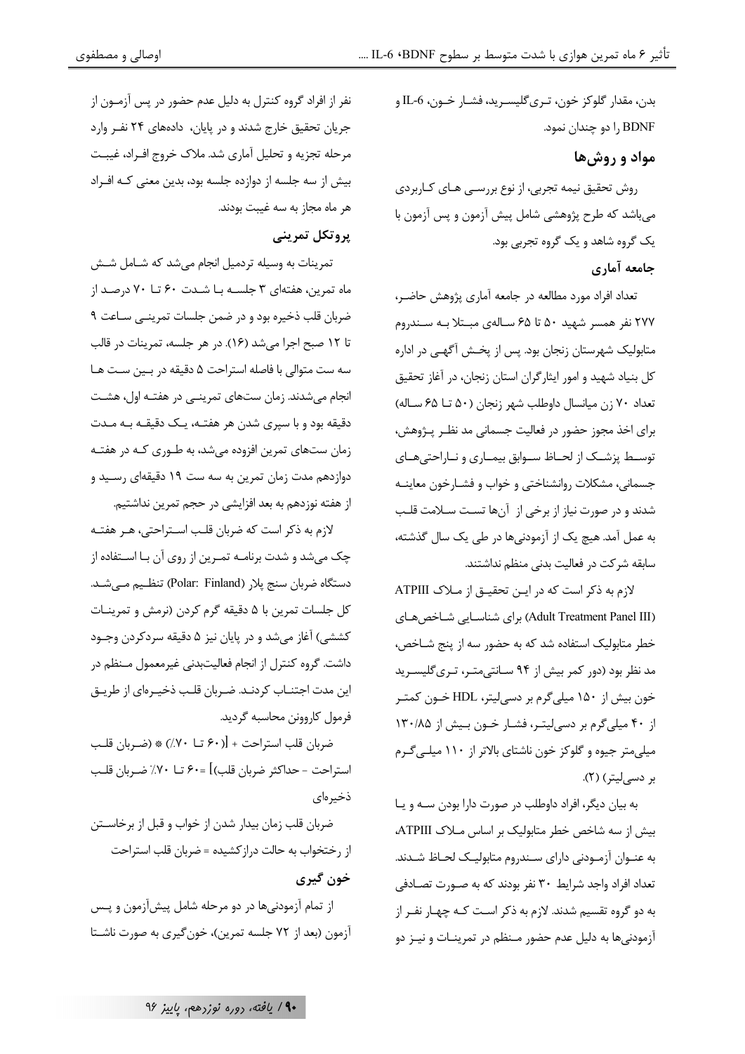بدن، مقدار گلوکز خون، تری‌گلیسرید، فشار خون، IL-6 و BDNF را دو چندان نمود.

## مواد و روش‌ها

روش تحقیق نیمه تجربی، از نوع بررسی های کاربردی می‌باشد که طرح پژوهشی شامل پیش آزمون و پس آزمون با یک گروه شاهد و یک گروه تجربی بود.

### جامعه آماری

تعداد افراد مورد مطالعه در جامعه آماری پژوهش حاضر، ۲۷۷ نفر همسر شهید ۵۰ تا ۶۵ ساله‌ی مبتلا به سندروم متابولیک شهرستان زنجان بود. پس از پخش آگهی در اداره کل بنیاد شهید و امور ایثارگران استان زنجان، در آغاز تحقیق تعداد ۷۰ زن میانسال داوطلب شهر زنجان (۵۰ تا ۶۵ ساله) برای اخذ مجوز حضور در فعالیت جسمانی مد نظر پژوهش، توسط پزشک از لحاظ سوابق بیماری و ناراحتی‌های جسمانی، مشکلات روانشناختی و خواب و فشارخون معاینه شدند و در صورت نیاز از برخی از آن‌ها تست سلامت قلب به عمل آمد. هیچ یک از آزمودنی‌ها در طی یک سال گذشته، سابقه شرکت در فعالیت بدنی منظم نداشتند.

لازم به ذکر است که در این تحقیق از ملاک ATPIII (Adult Treatment Panel III) برای شناسایی شاخص‌های خطر متابولیک استفاده شد که به حضور سه از پنج شاخص، مد نظر بود (دور کمر بیش از ۹۴ سانتی‌متر، تری‌گلیسرید خون بیش از ۱۵۰ میلی‌گرم بر دسی‌لیتر، HDL خون کمتر از ۴۰ میلی‌گرم بر دسی‌لیتر، فشار خون بیش از ۱۳۰/۸۵ میلی‌متر جیوه و گلوکز خون ناشتای بالاتر از ۱۱۰ میلی‌گرم بر دسی‌لیتر) (۲).

به بیان دیگر، افراد داوطلب در صورت دارا بودن سه و یا بیش از سه شاخص خطر متابولیک بر اساس ملاک ATPIII، به عنوان آزمودنی دارای سندروم متابولیک لحاظ شدند. تعداد افراد واجد شرایط ۳۰ نفر بودند که به صورت تصادفی به دو گروه تقسیم شدند. لازم به ذکر است که چهار نفر از آزمودنی‌ها به دلیل عدم حضور منظم در تمرینات و نیز دو نفر از افراد گروه کنترل به دلیل عدم حضور در پس آزمون از جریان تحقیق خارج شدند و در پایان، داده‌های ۲۴ نفر وارد مرحله تجزیه و تحلیل آماری شد. ملاک خروج افراد، غیبت بیش از سه جلسه از دوازده جلسه بود، بدین معنی که افراد هر ماه مجاز به سه غیبت بودند.

### پروتکل تمرینی

تمرینات به وسیله تردمیل انجام می‌شد که شامل شش ماه تمرین، هفته‌ای ۳ جلسه با شدت ۶۰ تا ۷۰ درصد از ضربان قلب ذخیره بود و در ضمن جلسات تمرینی ساعت ۹ تا ۱۲ صبح اجرا می‌شد (۱۶). در هر جلسه، تمرینات در قالب سه ست متوالی با فاصله استراحت ۵ دقیقه در بین ست ها انجام می‌شدند. زمان ست‌های تمرینی در هفته اول، هشت دقیقه بود و با سپری شدن هر هفته، یک دقیقه به مدت زمان ست‌های تمرین افزوده می‌شد، به طوری که در هفته دوازدهم مدت زمان تمرین به سه ست ۱۹ دقیقه‌ای رسید و از هفته نوزدهم به بعد افزایشی در حجم تمرین نداشتیم.

لازم به ذکر است که ضربان قلب استراحتی، هر هفته چک می‌شد و شدت برنامه تمرین از روی آن با استفاده از دستگاه ضربان سنج پلار (Polar: Finland) تنظیم می‌شد. کل جلسات تمرین با ۵ دقیقه گرم کردن (نرمش و تمرینات کششی) آغاز می‌شد و در پایان نیز ۵ دقیقه سردکردن وجود داشت. گروه کنترل از انجام فعالیت‌بدنی غیرمعمول منظم در این مدت اجتناب کردند. ضربان قلب ذخیره‌ای از طریق فرمول کاروونن محاسبه گردید.

ضربان قلب استراحت + [(۶۰ تا ۷۰٪) * (ضربان قلب استراحت - حداکثر ضربان قلب)] = ۶۰ تا ۷۰٪ ضربان قلب ذخیره‌ای

ضربان قلب زمان بیدار شدن از خواب و قبل از برخاستن از رختخواب به حالت درازکشیده = ضربان قلب استراحت

### خون گیری

از تمام آزمودنی‌ها در دو مرحله شامل پیش‌آزمون و پس آزمون (بعد از ۷۲ جلسه تمرین)، خون‌گیری به صورت ناشتا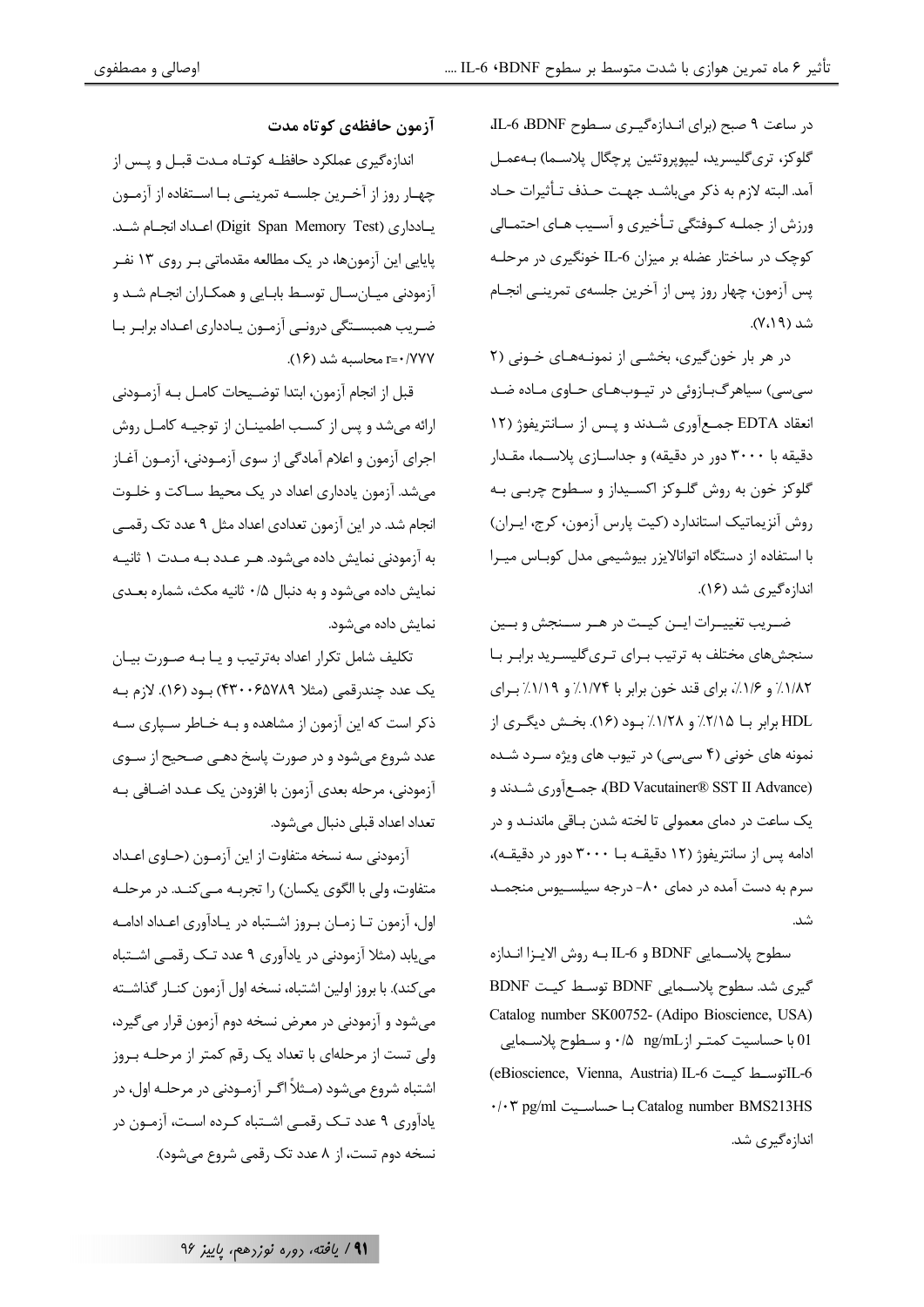در ساعت ۹ صبح (برای اندازه‌گیری سطوح BDNF، IL-6، گلوکز، تری‌گلیسرید، لیپوپروتئین پرچگال پلاسما) به‌عمل آمد. البته لازم به ذکر می‌باشد جهت حذف تأثیرات حاد ورزش از جمله کوفتگی تأخیری و آسیب های احتمالی کوچک در ساختار عضله بر میزان IL-6 خونگیری در مرحله پس آزمون، چهار روز پس از آخرین جلسه‌ی تمرینی انجام شد (۷،۱۹).

در هر بار خون‌گیری، بخشی از نمونه‌های خونی (۲ سی‌سی) سیاهرگ‌بازوئی در تیوب‌های حاوی ماده ضد انعقاد EDTA جمع‌آوری شدند و پس از سانتریفوژ (۱۲ دقیقه با ۳۰۰۰ دور در دقیقه) و جداسازی پلاسما، مقدار گلوکز خون به روش گلوکز اکسیداز و سطوح چربی به روش آنزیماتیک استاندارد (کیت پارس آزمون، کرج، ایران) با استفاده از دستگاه اتوانالایزر بیوشیمی مدل کوباس میرا اندازه‌گیری شد (۱۶).

ضریب تغییرات این کیت در هر سنجش و بین سنجش‌های مختلف به ترتیب برای تری‌گلیسرید برابر با ۱/۸۲٪ و ۱/۶٪، برای قند خون برابر با ۱/۷۴٪ و ۱/۱۹٪ برای HDL برابر با ۲/۱۵٪ و ۱/۲۸٪ بود (۱۶). بخش دیگری از نمونه های خونی (۴ سی‌سی) در تیوب های ویژه سرد شده (BD Vacutainer® SST II Advance)، جمع‌آوری شدند و یک ساعت در دمای معمولی تا لخته شدن باقی ماندند و در ادامه پس از سانتریفوژ (۱۲ دقیقه با ۳۰۰۰ دور در دقیقه)، سرم به دست آمده در دمای ۸۰- درجه سیلسیوس منجمد شد.

سطوح پلاسمایی BDNF و IL-6 به روش الایزا اندازه گیری شد. سطوح پلاسمایی BDNF توسط کیت BDNF Catalog number SK00752- (Adipo Bioscience, USA) 01 با حساسیت کمتر از ۰/۵ ng/mL و سطوح پلاسمایی IL-6 توسط کیت IL-6 (eBioscience, Vienna, Austria) Catalog number BMS213HS با حساسیت ۰/۰۳ pg/ml اندازه‌گیری شد.

### آزمون حافظه‌ی کوتاه مدت

اندازه‌گیری عملکرد حافظه کوتاه مدت قبل و پس از چهار روز از آخرین جلسه تمرینی با استفاده از آزمون یادداری (Digit Span Memory Test) اعداد انجام شد. پایایی این آزمون‌ها، در یک مطالعه مقدماتی بر روی ۱۳ نفر آزمودنی میان‌سال توسط بابایی و همکاران انجام شد و ضریب همبستگی درونی آزمون یادداری اعداد برابر با r=۰/۷۷۷ محاسبه شد (۱۶).

قبل از انجام آزمون، ابتدا توضیحات کامل به آزمودنی ارائه می‌شد و پس از کسب اطمینان از توجیه کامل روش اجرای آزمون و اعلام آمادگی از سوی آزمودنی، آزمون آغاز می‌شد. آزمون یادداری اعداد در یک محیط ساکت و خلوت انجام شد. در این آزمون تعدادی اعداد مثل ۹ عدد تک رقمی به آزمودنی نمایش داده می‌شود. هر عدد به مدت ۱ ثانیه نمایش داده می‌شود و به دنبال ۰/۵ ثانیه مکث، شماره بعدی نمایش داده می‌شود.

تکلیف شامل تکرار اعداد به‌ترتیب و یا به صورت بیان یک عدد چندرقمی (مثلا ۴۳۰۰۶۵۷۸۹) بود (۱۶). لازم به ذکر است که این آزمون از مشاهده و به خاطر سپاری سه عدد شروع می‌شود و در صورت پاسخ دهی صحیح از سوی آزمودنی، مرحله بعدی آزمون با افزودن یک عدد اضافی به تعداد اعداد قبلی دنبال می‌شود.

آزمودنی سه نسخه متفاوت از این آزمون (حاوی اعداد متفاوت، ولی با الگوی یکسان) را تجربه می‌کند. در مرحله اول، آزمون تا زمان بروز اشتباه در یادآوری اعداد ادامه می‌یابد (مثلا آزمودنی در یادآوری ۹ عدد تک رقمی اشتباه می‌کند). با بروز اولین اشتباه، نسخه اول آزمون کنار گذاشته می‌شود و آزمودنی در معرض نسخه دوم آزمون قرار می‌گیرد، ولی تست از مرحله‌ای با تعداد یک رقم کمتر از مرحله بروز اشتباه شروع می‌شود (مثلاً اگر آزمودنی در مرحله اول، در یادآوری ۹ عدد تک رقمی اشتباه کرده است، آزمون در نسخه دوم تست، از ۸ عدد تک رقمی شروع می‌شود).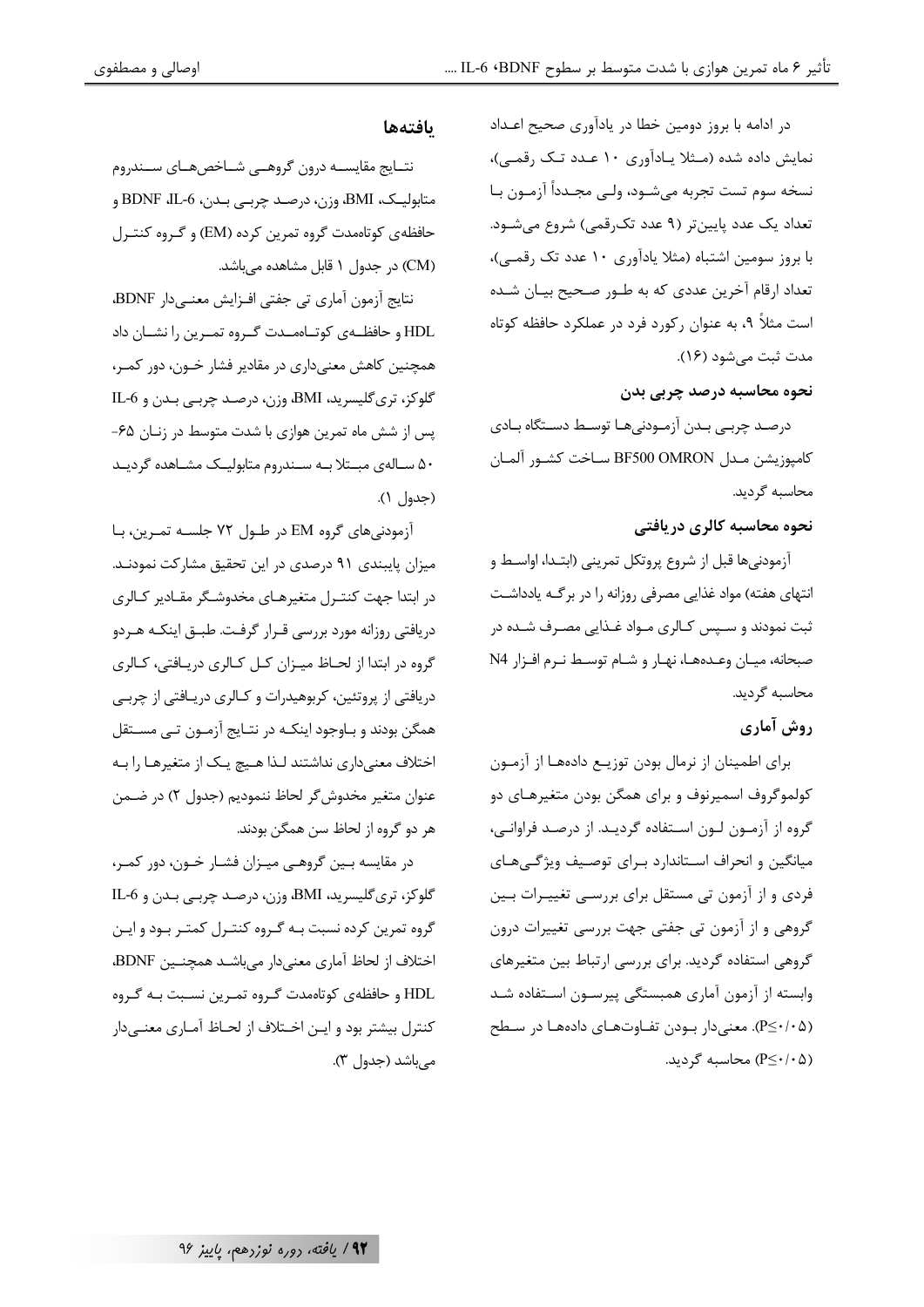در ادامه با بروز دومین خطا در یادآوری صحیح اعداد نمایش داده شده (مثلا یادآوری ۱۰ عدد تک رقمی)، نسخه سوم تست تجربه می‌شود، ولی مجدداً آزمون با تعداد یک عدد پایین‌تر (۹ عدد تک‌رقمی) شروع می‌شود. با بروز سومین اشتباه (مثلا یادآوری ۱۰ عدد تک رقمی)، تعداد ارقام آخرین عددی که به طور صحیح بیان شده است مثلاً ۹، به عنوان رکورد فرد در عملکرد حافظه کوتاه مدت ثبت می‌شود (۱۶).

### نحوه محاسبه درصد چربی بدن

درصد چربی بدن آزمودنی‌ها توسط دستگاه بادی کامپوزیشن مدل BF500 OMRON ساخت کشور آلمان محاسبه گردید.

### نحوه محاسبه کالری دریافتی

آزمودنی‌ها قبل از شروع پروتکل تمرینی (ابتدا، اواسط و انتهای هفته) مواد غذایی مصرفی روزانه را در برگه یادداشت ثبت نمودند و سپس کالری مواد غذایی مصرف شده در صبحانه، میان وعده‌ها، نهار و شام توسط نرم افزار N4 محاسبه گردید.

### روش آماری

برای اطمینان از نرمال بودن توزیع داده‌ها از آزمون کولموگروف اسمیرنوف و برای همگن بودن متغیرهای دو گروه از آزمون لون استفاده گردید. از درصد فراوانی، میانگین و انحراف استاندارد برای توصیف ویژگی‌های فردی و از آزمون تی مستقل برای بررسی تغییرات بین گروهی و از آزمون تی جفتی جهت بررسی تغییرات درون گروهی استفاده گردید. برای بررسی ارتباط بین متغیرهای وابسته از آزمون آماری همبستگی پیرسون استفاده شد ($P\leq ۰/۰۵$). معنی‌دار بودن تفاوت‌های داده‌ها در سطح ($P\leq ۰/۰۵$) محاسبه گردید.

## یافته‌ها

نتایج مقایسه درون گروهی شاخص‌های سندروم متابولیک، BMI، وزن، درصد چربی بدن، IL-6، BDNF و حافظه‌ی کوتاه‌مدت گروه تمرین کرده (EM) و گروه کنترل (CM) در جدول ۱ قابل مشاهده می‌باشد.

نتایج آزمون آماری تی جفتی افزایش معنی‌دار BDNF، HDL و حافظه‌ی کوتاه‌مدت گروه تمرین را نشان داد همچنین کاهش معنی‌داری در مقادیر فشار خون، دور کمر، گلوکز، تری‌گلیسرید، BMI، وزن، درصد چربی بدن و IL-6 پس از شش ماه تمرین هوازی با شدت متوسط در زنان ۶۵-۵۰ ساله‌ی مبتلا به سندروم متابولیک مشاهده گردید (جدول ۱).

آزمودنی‌های گروه EM در طول ۷۲ جلسه تمرین، با میزان پایبندی ۹۱ درصدی در این تحقیق مشارکت نمودند. در ابتدا جهت کنترل متغیرهای مخدوشگر مقادیر کالری دریافتی روزانه مورد بررسی قرار گرفت. طبق اینکه هردو گروه در ابتدا از لحاظ میزان کل کالری دریافتی، کالری دریافتی از پروتئین، کربوهیدرات و کالری دریافتی از چربی همگن بودند و باوجود اینکه در نتایج آزمون تی مستقل اختلاف معنی‌داری نداشتند لذا هیچ یک از متغیرها را به عنوان متغیر مخدوش‌گر لحاظ ننمودیم (جدول ۲) در ضمن هر دو گروه از لحاظ سن همگن بودند.

در مقایسه بین گروهی میزان فشار خون، دور کمر، گلوکز، تری‌گلیسرید، BMI، وزن، درصد چربی بدن و IL-6 گروه تمرین کرده نسبت به گروه کنترل کمتر بود و این اختلاف از لحاظ آماری معنی‌دار می‌باشد همچنین BDNF، HDL و حافظه‌ی کوتاه‌مدت گروه تمرین نسبت به گروه کنترل بیشتر بود و این اختلاف از لحاظ آماری معنی‌دار می‌باشد (جدول ۳).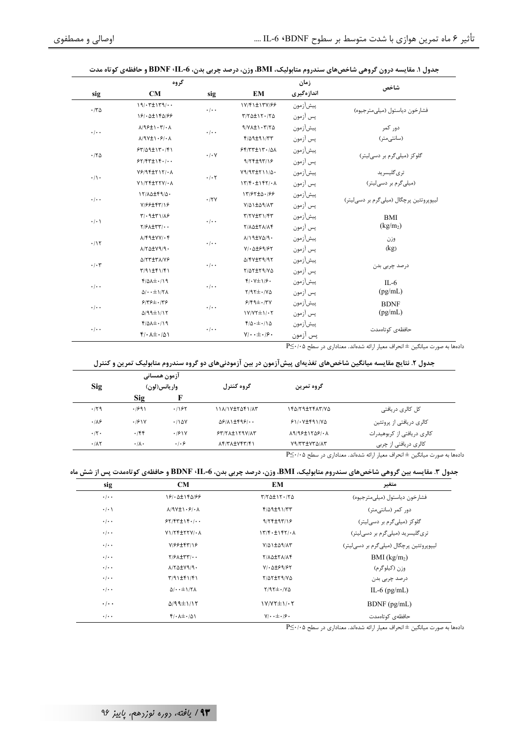جدول ۱. مقایسه درون گروهی شاخص‌های سندروم متابولیک، BMI، وزن، درصد چربی بدن، IL-6، BDNF و حافظه‌ی کوتاه مدت

| شاخص | زمان اندازه‌گیری | EM | sig | CM | sig |
|---|---|---|---|---|---|
| فشارخون دیاستول (میلی‌مترجیوه) | پیش‌آزمون | ۱۷/۴۱±۱۳۷/۶۶ | ۰/۰۰ | ۱۹/۰۳±۱۳۹/۰۰ | ۰/۳۵ |
| | پس آزمون | ۳/۲۵±۱۲۰/۲۵ | | ۱۶/۰۵±۱۴۵/۶۶ | |
| دور کمر (سانتی‌متر) | پیش‌آزمون | ۹/۷۸±۱۰۳/۲۵ | ۰/۰۰ | ۸/۹۶±۱۰۳/۰۸ | ۰/۰۰ |
| | پس آزمون | ۴/۵۹±۹۱/۳۳ | | ۸/۹۷±۱۰۶/۰۸ | |
| گلوکز (میلی‌گرم بر دسی‌لیتر) | پیش‌آزمون | ۶۴/۳۳±۱۳۰/۵۸ | ۰/۰۷ | ۶۳/۵۹±۱۳۰/۴۱ | ۰/۲۵ |
| | پس آزمون | ۹/۲۴±۹۳/۱۶ | | ۶۲/۴۳±۱۴۰/۰۰ | |
| تری‌گلیسرید (میلی‌گرم بر دسی‌لیتر) | پیش‌آزمون | ۷۹/۹۳±۲۱۱/۵۰ | ۰/۰۲ | ۷۶/۹۴±۲۱۲/۰۸ | ۰/۱۰ |
| | پس آزمون | ۱۳/۴۰±۱۴۲/۰۸ | | ۷۱/۲۴±۲۲۷/۰۸ | |
| لیپوپروتئین پرچگال (میلی‌گرم بر دسی‌لیتر) | پیش‌آزمون | ۱۳/۶۲±۵۰/۶۶ | ۰/۲۷ | ۱۲/۸۵±۴۹/۵۰ | ۰/۰۰ |
| | پس آزمون | ۷/۵۱±۵۹/۸۳ | | ۷/۶۶±۴۳/۱۶ | |
| BMI (kg/m$_2$) | پیش‌آزمون | ۳/۲۷±۳۱/۴۳ | ۰/۰۰ | ۳/۰۹±۳۱/۸۶ | ۰/۰۱ |
| | پس آزمون | ۲/۸۵±۲۸/۸۴ | | ۲/۶۸±۳۳/۰۰ | |
| وزن (kg) | پیش‌آزمون | ۸/۱۹±۷۵/۹۰ | ۰/۰۰ | ۸/۴۹±۷۷/۰۴ | ۰/۱۲ |
| | پس آزمون | ۷/۰۵±۶۹/۶۲ | | ۸/۲۵±۷۹/۹۰ | |
| درصد چربی بدن | پیش‌آزمون | ۵/۴۷±۳۹/۹۲ | ۰/۰۰ | ۵/۲۳±۳۸/۷۶ | ۰/۰۳ |
| | پس آزمون | ۲/۵۲±۲۹/۷۵ | | ۳/۹۱±۴۱/۴۱ | |
| IL-6 (pg/mL) | پیش‌آزمون | ۴/۰۷±۱/۶۰ | ۰/۰۰ | ۴/۵۸±۰/۱۹ | ۰/۰۰ |
| | پس آزمون | ۲/۹۲±۰/۷۵ | | ۵/۰۰±۱/۲۸ | |
| BDNF (pg/mL) | پیش‌آزمون | ۶/۴۹±۰/۳۷ | ۰/۰۰ | ۶/۳۶±۰/۳۶ | ۰/۰۰ |
| | پس آزمون | ۱۷/۷۲±۱/۰۲ | | ۵/۹۹±۱/۱۲ | |
| حافظه‌ی کوتاه‌مدت | پیش‌آزمون | ۴/۵۰±۰/۱۵ | ۰/۰۰ | ۴/۵۸±۰/۱۹ | ۰/۰۰ |
| | پس آزمون | ۷/۰۰±۰/۶۰ | | ۴/۰۸±۰/۵۱ | |

داده‌ها به صورت میانگین ± انحراف معیار ارائه شده‌اند. معناداری در سطح P≤۰/۰۵

جدول ۲. نتایج مقایسه میانگین شاخص‌های تغذیه‌ای پیش‌آزمون در بین آزمودنی‌های دو گروه سندروم متابولیک تمرین و کنترل

| | گروه تمرین | گروه کنترل | آزمون همسانی واریانس(لون) F | آزمون همسانی واریانس(لون) Sig | Sig |
|---|---|---|---|---|---|
| کل کالری دریافتی | ۱۴۵/۲۹±۲۴۸۳/۷۵ | ۱۱۸/۱۷±۲۵۴۱/۸۳ | ۰/۱۶۲ | ۰/۶۹۱ | ۰/۲۹ |
| کالری دریافتی از پروتئین | ۶۱/۰۷±۴۹۱/۷۵ | ۵۶/۸۱±۴۹۶/۰۰ | ۰/۱۵۷ | ۰/۶۱۷ | ۰/۸۶ |
| کالری دریافتی از کربوهیدرات | ۸۹/۹۶±۱۲۵۶/۰۸ | ۶۳/۲۸±۱۲۹۷/۸۳ | ۰/۶۱۷ | ۰/۴۴ | ۰/۲۰ |
| کالری دریافتی از چربی | ۷۹/۳۳±۷۳۵/۸۳ | ۸۴/۳۸±۷۴۳/۴۱ | ۰/۰۶ | ۰/۸۰ | ۰/۸۲ |

داده‌ها به صورت میانگین ± انحراف معیار ارائه شده‌اند. معناداری در سطح P≤۰/۰۵

جدول ۳. مقایسه بین گروهی شاخص‌های سندروم متابولیک، BMI، وزن، درصد چربی بدن، IL-6، BDNF و حافظه‌ی کوتاه‌مدت پس از شش ماه

| متغیر | EM | CM | sig |
|---|---|---|---|
| فشارخون دیاستول (میلی‌مترجیوه) | ۳/۲۵±۱۲۰/۲۵ | ۱۶/۰۵±۱۴۵/۶۶ | ۰/۰۰ |
| دور کمر (سانتی‌متر) | ۴/۵۹±۹۱/۳۳ | ۸/۹۷±۱۰۶/۰۸ | ۰/۰۱ |
| گلوکز (میلی‌گرم بر دسی‌لیتر) | ۹/۲۴±۹۳/۱۶ | ۶۲/۴۳±۱۴۰/۰۰ | ۰/۰۰ |
| تری‌گلیسرید (میلی‌گرم بر دسی‌لیتر) | ۱۳/۴۰±۱۴۲/۰۸ | ۷۱/۲۴±۲۲۷/۰۸ | ۰/۰۰ |
| لیپوپروتئین پرچگال (میلی‌گرم بر دسی‌لیتر) | ۷/۵۱±۵۹/۸۳ | ۷/۶۶±۴۳/۱۶ | ۰/۰۰ |
| BMI (kg/m$_2$) | ۲/۸۵±۲۸/۸۴ | ۲/۶۸±۳۳/۰۰ | ۰/۰۰ |
| وزن (کیلوگرم) | ۷/۰۵±۶۹/۶۲ | ۸/۲۵±۷۹/۹۰ | ۰/۰۰ |
| درصد چربی بدن | ۲/۵۲±۲۹/۷۵ | ۳/۹۱±۴۱/۴۱ | ۰/۰۰ |
| IL-6 (pg/mL) | ۲/۹۲±۰/۷۵ | ۵/۰۰±۱/۲۸ | ۰/۰۰ |
| BDNF (pg/mL) | ۱۷/۷۲±۱/۰۲ | ۵/۹۹±۱/۱۲ | ۰/۰۰ |
| حافظه‌ی کوتاه‌مدت | ۷/۰۰±۰/۶۰ | ۴/۰۸±۰/۵۱ | ۰/۰۰ |

داده‌ها به صورت میانگین ± انحراف معیار ارائه شده‌اند. معناداری در سطح P≤۰/۰۵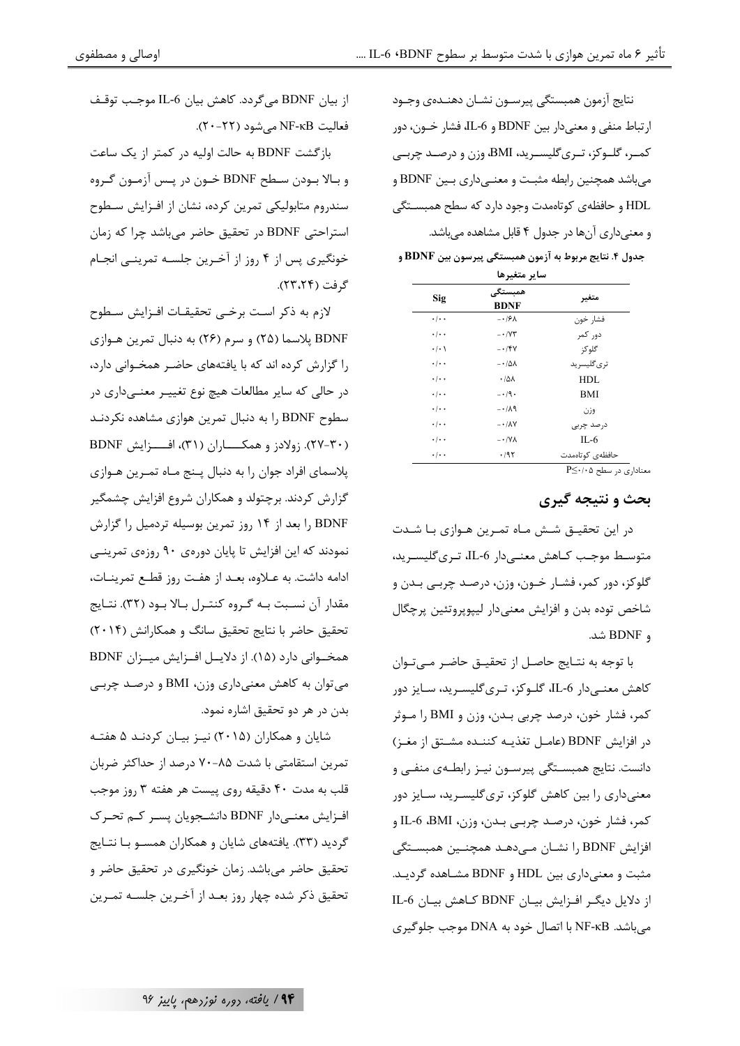نتایج آزمون همبستگی پیرسون نشان دهنده‌ی وجود ارتباط منفی و معنی‌دار بین BDNF و IL-6، فشار خون، دور کمر، گلوکز، تری‌گلیسرید، BMI، وزن و درصد چربی می‌باشد همچنین رابطه مثبت و معنی‌داری بین BDNF و HDL و حافظه‌ی کوتاه‌مدت وجود دارد که سطح همبستگی و معنی‌داری آن‌ها در جدول ۴ قابل مشاهده می‌باشد.

**جدول ۴. نتایج مربوط به آزمون همبستگی پیرسون بین BDNF و سایر متغیرها**

| متغیر | همبستگی BDNF | Sig |
|---|---|---|
| فشار خون | -۰/۶۸ | ۰/۰۰ |
| دور کمر | -۰/۷۳ | ۰/۰۰ |
| گلوکز | -۰/۴۷ | ۰/۰۱ |
| تری‌گلیسرید | -۰/۵۸ | ۰/۰۰ |
| HDL | ۰/۵۸ | ۰/۰۰ |
| BMI | -۰/۹۰ | ۰/۰۰ |
| وزن | -۰/۸۹ | ۰/۰۰ |
| درصد چربی | -۰/۸۷ | ۰/۰۰ |
| IL-6 | -۰/۷۸ | ۰/۰۰ |
| حافظه‌ی کوتاه‌مدت | ۰/۹۲ | ۰/۰۰ |

معناداری در سطح $P \le 0/05$

## بحث و نتیجه گیری

در این تحقیق شش ماه تمرین هوازی با شدت متوسط موجب کاهش معنی‌دار IL-6، تری‌گلیسرید، گلوکز، دور کمر، فشار خون، وزن، درصد چربی بدن و شاخص توده بدن و افزایش معنی‌دار لیپوپروتئین پرچگال و BDNF شد.

با توجه به نتایج حاصل از تحقیق حاضر می‌توان کاهش معنی‌دار IL-6، گلوکز، تری‌گلیسرید، سایز دور کمر، فشار خون، درصد چربی بدن، وزن و BMI را موثر در افزایش BDNF (عامل تغذیه کننده مشتق از مغز) دانست. نتایج همبستگی پیرسون نیز رابطه‌ی منفی و معنی‌داری را بین کاهش گلوکز، تری‌گلیسرید، سایز دور کمر، فشار خون، درصد چربی بدن، وزن، BMI، IL-6 و افزایش BDNF را نشان می‌دهد همچنین همبستگی مثبت و معنی‌داری بین HDL و BDNF مشاهده گردید. از دلایل دیگر افزایش بیان BDNF کاهش بیان IL-6 می‌باشد. NF-κB با اتصال خود به DNA موجب جلوگیری از بیان BDNF می‌گردد. کاهش بیان IL-6 موجب توقف فعالیت NF-κB می‌شود (۲۲-۲۰).

بازگشت BDNF به حالت اولیه در کمتر از یک ساعت و بالا بودن سطح BDNF خون در پس آزمون گروه سندروم متابولیکی تمرین کرده، نشان از افزایش سطوح استراحتی BDNF در تحقیق حاضر می‌باشد چرا که زمان خونگیری پس از ۴ روز از آخرین جلسه تمرینی انجام گرفت (۲۳،۲۴).

لازم به ذکر است برخی تحقیقات افزایش سطوح BDNF پلاسما (۲۵) و سرم (۲۶) به دنبال تمرین هوازی را گزارش کرده اند که با یافته‌های حاضر همخوانی دارد، در حالی که سایر مطالعات هیچ نوع تغییر معنی‌داری در سطوح BDNF را به دنبال تمرین هوازی مشاهده نکردند (۳۰-۲۷). زولادز و همکاران (۳۱)، افزایش BDNF پلاسمای افراد جوان را به دنبال پنج ماه تمرین هوازی گزارش کردند. برچتولد و همکاران شروع افزایش چشمگیر BDNF را بعد از ۱۴ روز تمرین بوسیله تردمیل را گزارش نمودند که این افزایش تا پایان دوره‌ی ۹۰ روزه‌ی تمرینی ادامه داشت. به علاوه، بعد از هفت روز قطع تمرینات، مقدار آن نسبت به گروه کنترل بالا بود (۳۲). نتایج تحقیق حاضر با نتایج تحقیق سانگ و همکارانش (۲۰۱۴) همخوانی دارد (۱۵). از دلایل افزایش میزان BDNF می‌توان به کاهش معنی‌داری وزن، BMI و درصد چربی بدن در هر دو تحقیق اشاره نمود.

شایان و همکاران (۲۰۱۵) نیز بیان کردند ۵ هفته تمرین استقامتی با شدت ۸۵-۷۰ درصد از حداکثر ضربان قلب به مدت ۴۰ دقیقه روی پیست هر هفته ۳ روز موجب افزایش معنی‌دار BDNF دانشجویان پسر کم تحرک گردید (۳۳). یافته‌های شایان و همکاران همسو با نتایج تحقیق حاضر می‌باشد. زمان خونگیری در تحقیق حاضر و تحقیق ذکر شده چهار روز بعد از آخرین جلسه تمرین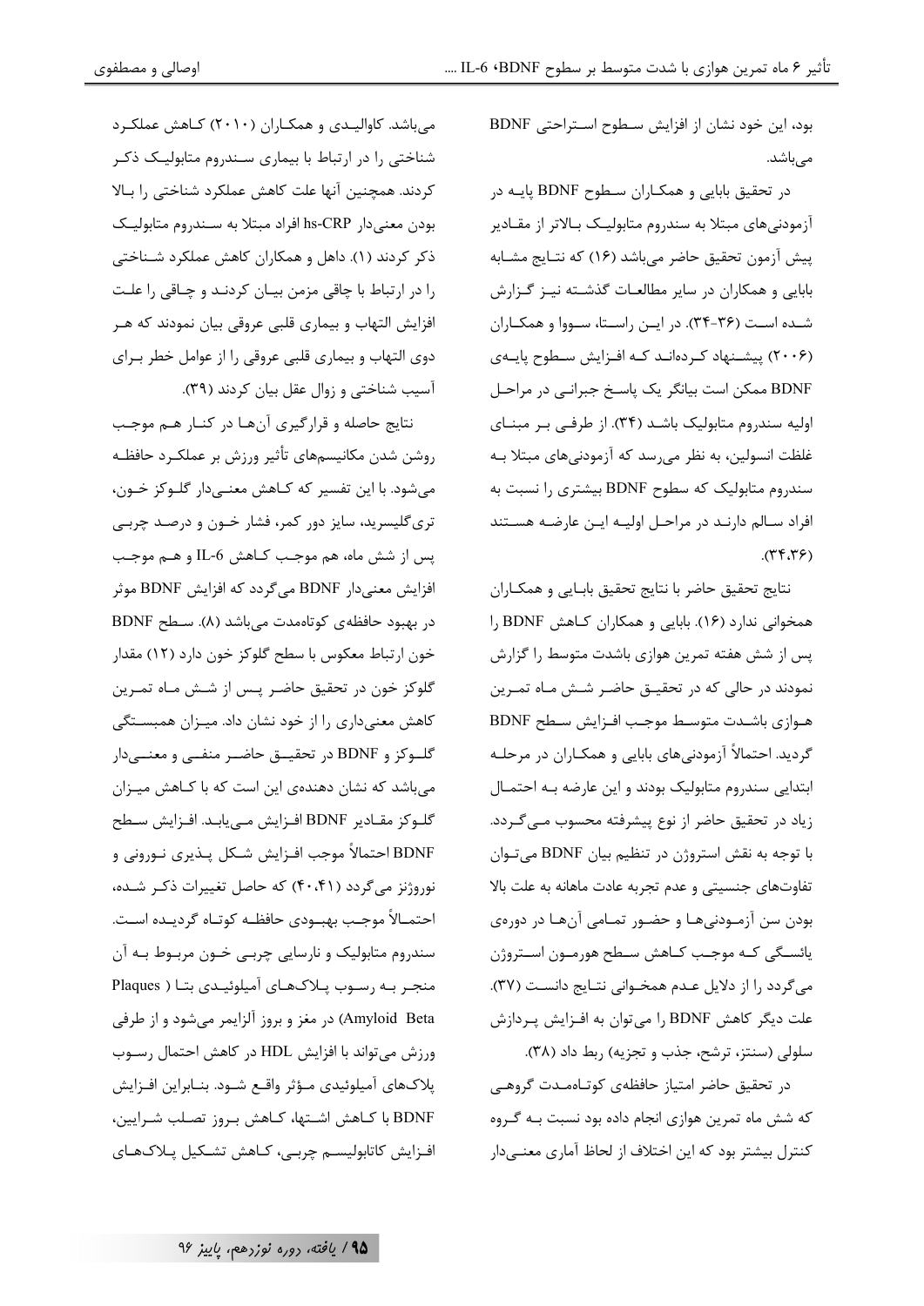بود، این خود نشان از افزایش سطوح استراحتی BDNF می‌باشد.

در تحقیق بابایی و همکاران سطوح BDNF پایه در آزمودنی‌های مبتلا به سندروم متابولیک بالاتر از مقادیر پیش آزمون تحقیق حاضر می‌باشد (۱۶) که نتایج مشابه بابایی و همکاران در سایر مطالعات گذشته نیز گزارش شده است (۳۶-۳۴). در این راستا، سووا و همکاران (۲۰۰۶) پیشنهاد کرده‌اند که افزایش سطوح پایه‌ی BDNF ممکن است بیانگر یک پاسخ جبرانی در مراحل اولیه سندروم متابولیک باشد (۳۴). از طرفی بر مبنای غلظت انسولین، به نظر می‌رسد که آزمودنی‌های مبتلا به سندروم متابولیک که سطوح BDNF بیشتری را نسبت به افراد سالم دارند در مراحل اولیه این عارضه هستند (۳۴،۳۶).

نتایج تحقیق حاضر با نتایج تحقیق بابایی و همکاران همخوانی ندارد (۱۶). بابایی و همکاران کاهش BDNF را پس از شش هفته تمرین هوازی باشدت متوسط را گزارش نمودند در حالی که در تحقیق حاضر شش ماه تمرین هوازی باشدت متوسط موجب افزایش سطح BDNF گردید. احتمالاً آزمودنی‌های بابایی و همکاران در مرحله ابتدایی سندروم متابولیک بودند و این عارضه به احتمال زیاد در تحقیق حاضر از نوع پیشرفته محسوب می‌گردد. با توجه به نقش استروژن در تنظیم بیان BDNF می‌توان تفاوت‌های جنسیتی و عدم تجربه عادت ماهانه به علت بالا بودن سن آزمودنی‌ها و حضور تمامی آن‌ها در دوره‌ی یائسگی که موجب کاهش سطح هورمون استروژن می‌گردد را از دلایل عدم همخوانی نتایج دانست (۳۷). علت دیگر کاهش BDNF را می‌توان به افزایش پردازش سلولی (سنتز، ترشح، جذب و تجزیه) ربط داد (۳۸).

در تحقیق حاضر امتیاز حافظه‌ی کوتاه‌مدت گروهی که شش ماه تمرین هوازی انجام داده بود نسبت به گروه کنترل بیشتر بود که این اختلاف از لحاظ آماری معنی‌دار می‌باشد. کاوالیدی و همکاران (۲۰۱۰) کاهش عملکرد شناختی را در ارتباط با بیماری سندروم متابولیک ذکر کردند. همچنین آنها علت کاهش عملکرد شناختی را بالا بودن معنی‌دار hs-CRP افراد مبتلا به سندروم متابولیک ذکر کردند (۱). داهل و همکاران کاهش عملکرد شناختی را در ارتباط با چاقی مزمن بیان کردند و چاقی را علت افزایش التهاب و بیماری قلبی عروقی بیان نمودند که هر دوی التهاب و بیماری قلبی عروقی را از عوامل خطر برای آسیب شناختی و زوال عقل بیان کردند (۳۹).

نتایج حاصله و قرارگیری آن‌ها در کنار هم موجب روشن شدن مکانیسم‌های تأثیر ورزش بر عملکرد حافظه می‌شود. با این تفسیر که کاهش معنی‌دار گلوکز خون، تری‌گلیسرید، سایز دور کمر، فشار خون و درصد چربی پس از شش ماه، هم موجب کاهش IL-6 و هم موجب افزایش معنی‌دار BDNF می‌گردد که افزایش BDNF موثر در بهبود حافظه‌ی کوتاه‌مدت می‌باشد (۸). سطح BDNF خون ارتباط معکوس با سطح گلوکز خون دارد (۱۲) مقدار گلوکز خون در تحقیق حاضر پس از شش ماه تمرین کاهش معنی‌داری را از خود نشان داد. میزان همبستگی گلوکز و BDNF در تحقیق حاضر منفی و معنی‌دار می‌باشد که نشان دهنده‌ی این است که با کاهش میزان گلوکز مقادیر BDNF افزایش می‌یابد. افزایش سطح BDNF احتمالاً موجب افزایش شکل پذیری نورونی و نوروژنز می‌گردد (۴۰،۴۱) که حاصل تغییرات ذکر شده، احتمالاً موجب بهبودی حافظه کوتاه گردیده است. سندروم متابولیک و نارسایی چربی خون مربوط به آن منجر به رسوب پلاک‌های آمیلوئیدی بتا ( Amyloid Beta Plaques) در مغز و بروز آلزایمر می‌شود و از طرفی ورزش می‌تواند با افزایش HDL در کاهش احتمال رسوب پلاک‌های آمیلوئیدی مؤثر واقع شود. بنابراین افزایش BDNF با کاهش اشتها، کاهش بروز تصلب شرایین، افزایش کاتابولیسم چربی، کاهش تشکیل پلاک‌های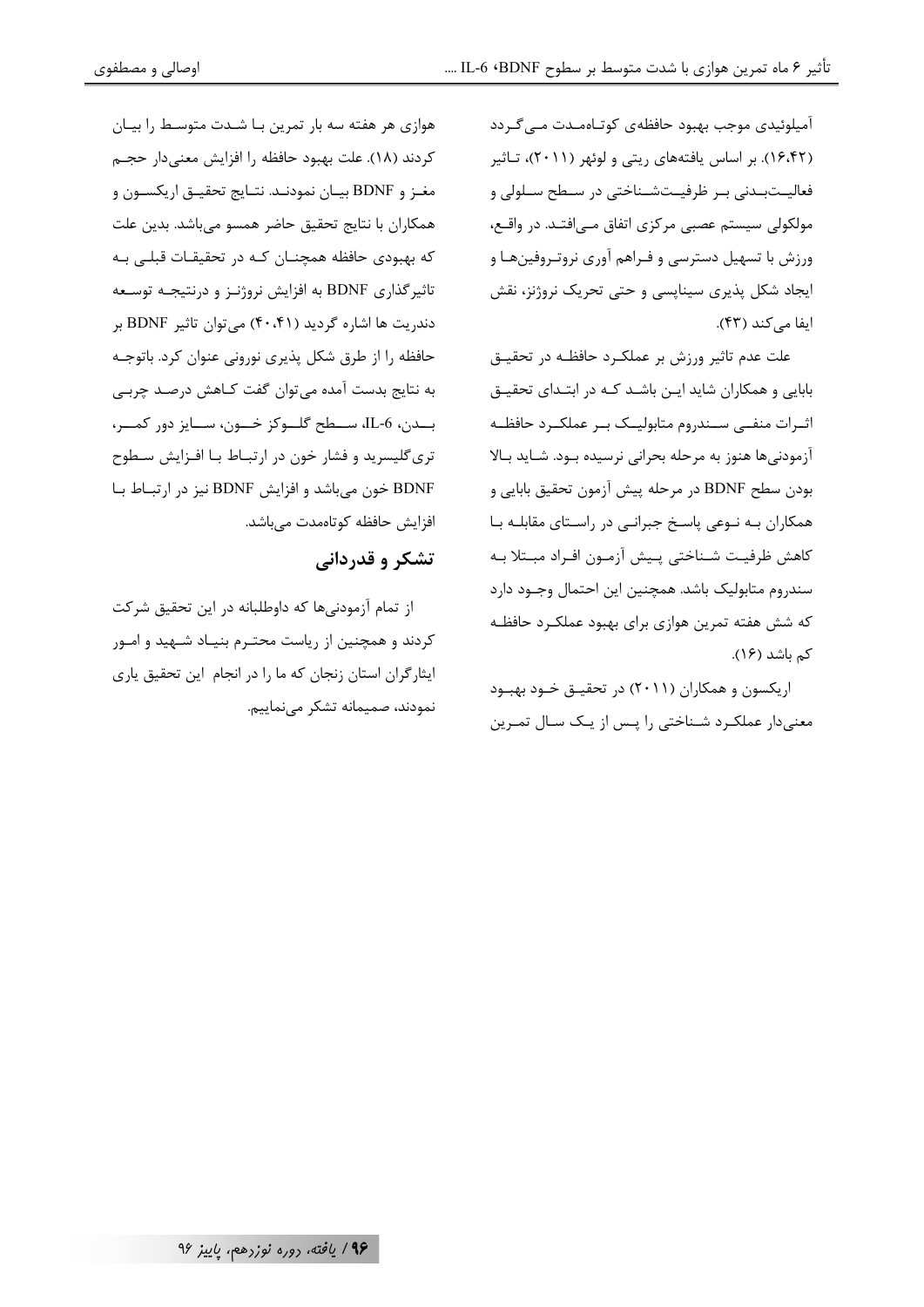آمیلوئیدی موجب بهبود حافظه‌ی کوتاه‌مدت می‌گردد (۱۶،۴۲). بر اساس یافته‌های ریتی و لوئهر (۲۰۱۱)، تاثیر فعالیت‌بدنی بر ظرفیت‌شناختی در سطح سلولی و مولکولی سیستم عصبی مرکزی اتفاق می‌افتد. در واقع، ورزش با تسهیل دسترسی و فراهم آوری نروتروفین‌ها و ایجاد شکل پذیری سیناپسی و حتی تحریک نروژنز، نقش ایفا می‌کند (۴۳).

علت عدم تاثیر ورزش بر عملکرد حافظه در تحقیق بابایی و همکاران شاید این باشد که در ابتدای تحقیق اثرات منفی سندروم متابولیک بر عملکرد حافظه آزمودنی‌ها هنوز به مرحله بحرانی نرسیده بود. شاید بالا بودن سطح BDNF در مرحله پیش آزمون تحقیق بابایی و همکاران به نوعی پاسخ جبرانی در راستای مقابله با کاهش ظرفیت شناختی پیش آزمون افراد مبتلا به سندروم متابولیک باشد. همچنین این احتمال وجود دارد که شش هفته تمرین هوازی برای بهبود عملکرد حافظه کم باشد (۱۶).

اریکسون و همکاران (۲۰۱۱) در تحقیق خود بهبود معنی‌دار عملکرد شناختی را پس از یک سال تمرین هوازی هر هفته سه بار تمرین با شدت متوسط را بیان کردند (۱۸). علت بهبود حافظه را افزایش معنی‌دار حجم مغز و BDNF بیان نمودند. نتایج تحقیق اریکسون و همکاران با نتایج تحقیق حاضر همسو می‌باشد. بدین علت که بهبودی حافظه همچنان که در تحقیقات قبلی به تاثیرگذاری BDNF به افزایش نروژنز و درنتیجه توسعه دندریت ها اشاره گردید (۴۰،۴۱) می‌توان تاثیر BDNF بر حافظه را از طرق شکل پذیری نورونی عنوان کرد. باتوجه به نتایج بدست آمده می‌توان گفت کاهش درصد چربی بدن، IL-6، سطح گلوکز خون، سایز دور کمر، تری‌گلیسرید و فشار خون در ارتباط با افزایش سطوح BDNF خون می‌باشد و افزایش BDNF نیز در ارتباط با افزایش حافظه کوتاه‌مدت می‌باشد.

## تشکر و قدردانی

از تمام آزمودنی‌ها که داوطلبانه در این تحقیق شرکت کردند و همچنین از ریاست محترم بنیاد شهید و امور ایثارگران استان زنجان که ما را در انجام این تحقیق یاری نمودند، صمیمانه تشکر می‌نماییم.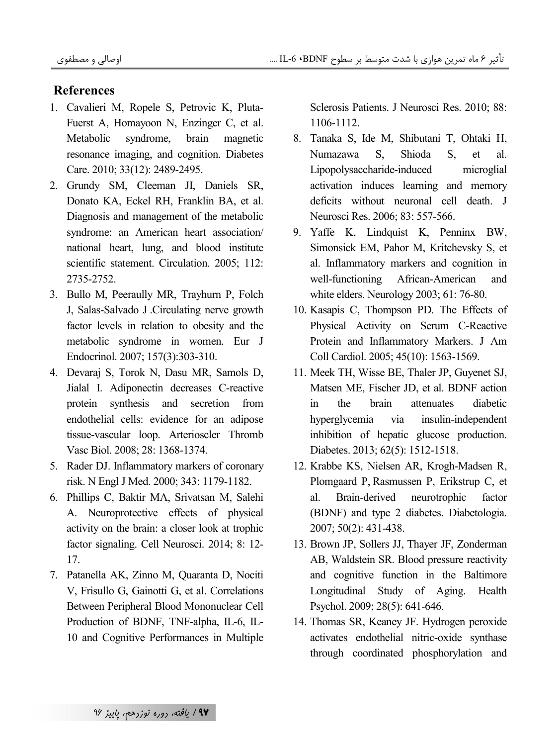## References

1. Cavalieri M, Ropele S, Petrovic K, Pluta-Fuerst A, Homayoon N, Enzinger C, et al. Metabolic syndrome, brain magnetic resonance imaging, and cognition. Diabetes Care. 2010; 33(12): 2489-2495.
2. Grundy SM, Cleeman JI, Daniels SR, Donato KA, Eckel RH, Franklin BA, et al. Diagnosis and management of the metabolic syndrome: an American heart association/ national heart, lung, and blood institute scientific statement. Circulation. 2005; 112: 2735-2752.
3. Bullo M, Peeraully MR, Trayhurn P, Folch J, Salas-Salvado J .Circulating nerve growth factor levels in relation to obesity and the metabolic syndrome in women. Eur J Endocrinol. 2007; 157(3):303-310.
4. Devaraj S, Torok N, Dasu MR, Samols D, Jialal I. Adiponectin decreases C-reactive protein synthesis and secretion from endothelial cells: evidence for an adipose tissue-vascular loop. Arterioscler Thromb Vasc Biol. 2008; 28: 1368-1374.
5. Rader DJ. Inflammatory markers of coronary risk. N Engl J Med. 2000; 343: 1179-1182.
6. Phillips C, Baktir MA, Srivatsan M, Salehi A. Neuroprotective effects of physical activity on the brain: a closer look at trophic factor signaling. Cell Neurosci. 2014; 8: 12-17.
7. Patanella AK, Zinno M, Quaranta D, Nociti V, Frisullo G, Gainotti G, et al. Correlations Between Peripheral Blood Mononuclear Cell Production of BDNF, TNF-alpha, IL-6, IL-10 and Cognitive Performances in Multiple Sclerosis Patients. J Neurosci Res. 2010; 88: 1106-1112.
8. Tanaka S, Ide M, Shibutani T, Ohtaki H, Numazawa S, Shioda S, et al. Lipopolysaccharide-induced microglial activation induces learning and memory deficits without neuronal cell death. J Neurosci Res. 2006; 83: 557-566.
9. Yaffe K, Lindquist K, Penninx BW, Simonsick EM, Pahor M, Kritchevsky S, et al. Inflammatory markers and cognition in well-functioning African-American and white elders. Neurology 2003; 61: 76-80.
10. Kasapis C, Thompson PD. The Effects of Physical Activity on Serum C-Reactive Protein and Inflammatory Markers. J Am Coll Cardiol. 2005; 45(10): 1563-1569.
11. Meek TH, Wisse BE, Thaler JP, Guyenet SJ, Matsen ME, Fischer JD, et al. BDNF action in the brain attenuates diabetic hyperglycemia via insulin-independent inhibition of hepatic glucose production. Diabetes. 2013; 62(5): 1512-1518.
12. Krabbe KS, Nielsen AR, Krogh-Madsen R, Plomgaard P, Rasmussen P, Erikstrup C, et al. Brain-derived neurotrophic factor (BDNF) and type 2 diabetes. Diabetologia. 2007; 50(2): 431-438.
13. Brown JP, Sollers JJ, Thayer JF, Zonderman AB, Waldstein SR. Blood pressure reactivity and cognitive function in the Baltimore Longitudinal Study of Aging. Health Psychol. 2009; 28(5): 641-646.
14. Thomas SR, Keaney JF. Hydrogen peroxide activates endothelial nitric-oxide synthase through coordinated phosphorylation and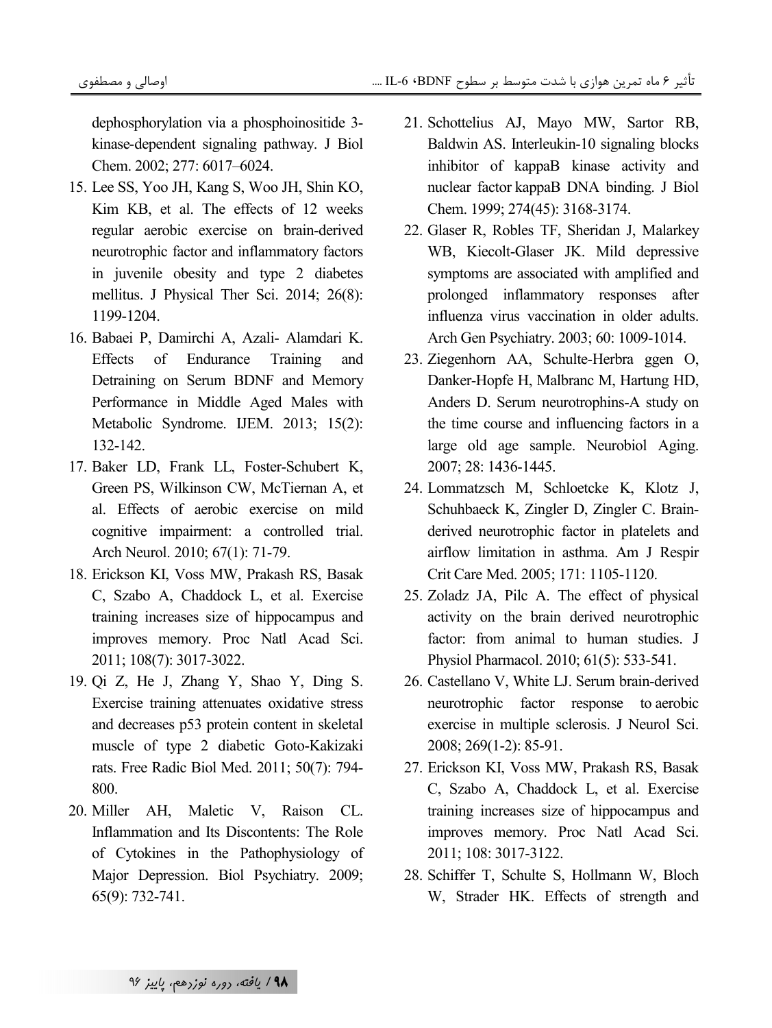dephosphorylation via a phosphoinositide 3-kinase-dependent signaling pathway. J Biol Chem. 2002; 277: 6017–6024.

15. Lee SS, Yoo JH, Kang S, Woo JH, Shin KO, Kim KB, et al. The effects of 12 weeks regular aerobic exercise on brain-derived neurotrophic factor and inflammatory factors in juvenile obesity and type 2 diabetes mellitus. J Physical Ther Sci. 2014; 26(8): 1199-1204.
16. Babaei P, Damirchi A, Azali- Alamdari K. Effects of Endurance Training and Detraining on Serum BDNF and Memory Performance in Middle Aged Males with Metabolic Syndrome. IJEM. 2013; 15(2): 132-142.
17. Baker LD, Frank LL, Foster-Schubert K, Green PS, Wilkinson CW, McTiernan A, et al. Effects of aerobic exercise on mild cognitive impairment: a controlled trial. Arch Neurol. 2010; 67(1): 71-79.
18. Erickson KI, Voss MW, Prakash RS, Basak C, Szabo A, Chaddock L, et al. Exercise training increases size of hippocampus and improves memory. Proc Natl Acad Sci. 2011; 108(7): 3017-3022.
19. Qi Z, He J, Zhang Y, Shao Y, Ding S. Exercise training attenuates oxidative stress and decreases p53 protein content in skeletal muscle of type 2 diabetic Goto-Kakizaki rats. Free Radic Biol Med. 2011; 50(7): 794-800.
20. Miller AH, Maletic V, Raison CL. Inflammation and Its Discontents: The Role of Cytokines in the Pathophysiology of Major Depression. Biol Psychiatry. 2009; 65(9): 732-741.
21. Schottelius AJ, Mayo MW, Sartor RB, Baldwin AS. Interleukin-10 signaling blocks inhibitor of kappaB kinase activity and nuclear factor kappaB DNA binding. J Biol Chem. 1999; 274(45): 3168-3174.
22. Glaser R, Robles TF, Sheridan J, Malarkey WB, Kiecolt-Glaser JK. Mild depressive symptoms are associated with amplified and prolonged inflammatory responses after influenza virus vaccination in older adults. Arch Gen Psychiatry. 2003; 60: 1009-1014.
23. Ziegenhorn AA, Schulte-Herbra ggen O, Danker-Hopfe H, Malbranc M, Hartung HD, Anders D. Serum neurotrophins-A study on the time course and influencing factors in a large old age sample. Neurobiol Aging. 2007; 28: 1436-1445.
24. Lommatzsch M, Schloetcke K, Klotz J, Schuhbaeck K, Zingler D, Zingler C. Brain-derived neurotrophic factor in platelets and airflow limitation in asthma. Am J Respir Crit Care Med. 2005; 171: 1105-1120.
25. Zoladz JA, Pilc A. The effect of physical activity on the brain derived neurotrophic factor: from animal to human studies. J Physiol Pharmacol. 2010; 61(5): 533-541.
26. Castellano V, White LJ. Serum brain-derived neurotrophic factor response to aerobic exercise in multiple sclerosis. J Neurol Sci. 2008; 269(1-2): 85-91.
27. Erickson KI, Voss MW, Prakash RS, Basak C, Szabo A, Chaddock L, et al. Exercise training increases size of hippocampus and improves memory. Proc Natl Acad Sci. 2011; 108: 3017-3122.
28. Schiffer T, Schulte S, Hollmann W, Bloch W, Strader HK. Effects of strength and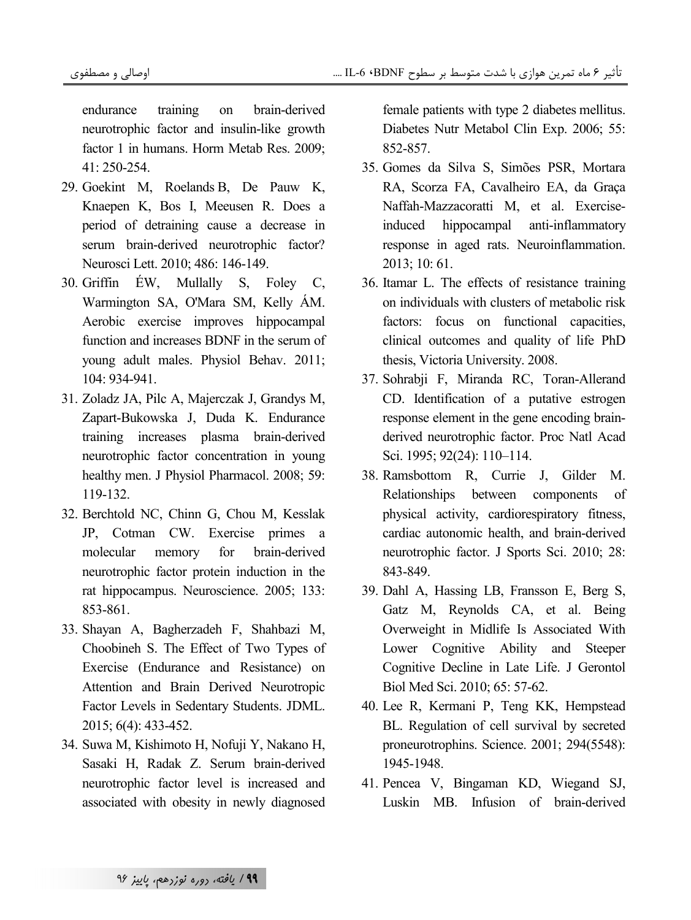endurance training on brain-derived neurotrophic factor and insulin-like growth factor 1 in humans. Horm Metab Res. 2009; 41: 250-254.

29. Goekint M, Roelands B, De Pauw K, Knaepen K, Bos I, Meeusen R. Does a period of detraining cause a decrease in serum brain-derived neurotrophic factor? Neurosci Lett. 2010; 486: 146-149.
30. Griffin ÉW, Mullally S, Foley C, Warmington SA, O'Mara SM, Kelly ÁM. Aerobic exercise improves hippocampal function and increases BDNF in the serum of young adult males. Physiol Behav. 2011; 104: 934-941.
31. Zoladz JA, Pilc A, Majerczak J, Grandys M, Zapart-Bukowska J, Duda K. Endurance training increases plasma brain-derived neurotrophic factor concentration in young healthy men. J Physiol Pharmacol. 2008; 59: 119-132.
32. Berchtold NC, Chinn G, Chou M, Kesslak JP, Cotman CW. Exercise primes a molecular memory for brain-derived neurotrophic factor protein induction in the rat hippocampus. Neuroscience. 2005; 133: 853-861.
33. Shayan A, Bagherzadeh F, Shahbazi M, Choobineh S. The Effect of Two Types of Exercise (Endurance and Resistance) on Attention and Brain Derived Neurotropic Factor Levels in Sedentary Students. JDML. 2015; 6(4): 433-452.
34. Suwa M, Kishimoto H, Nofuji Y, Nakano H, Sasaki H, Radak Z. Serum brain-derived neurotrophic factor level is increased and associated with obesity in newly diagnosed female patients with type 2 diabetes mellitus. Diabetes Nutr Metabol Clin Exp. 2006; 55: 852-857.
35. Gomes da Silva S, Simões PSR, Mortara RA, Scorza FA, Cavalheiro EA, da Graça Naffah-Mazzacoratti M, et al. Exercise-induced hippocampal anti-inflammatory response in aged rats. Neuroinflammation. 2013; 10: 61.
36. Itamar L. The effects of resistance training on individuals with clusters of metabolic risk factors: focus on functional capacities, clinical outcomes and quality of life PhD thesis, Victoria University. 2008.
37. Sohrabji F, Miranda RC, Toran-Allerand CD. Identification of a putative estrogen response element in the gene encoding brain-derived neurotrophic factor. Proc Natl Acad Sci. 1995; 92(24): 110–114.
38. Ramsbottom R, Currie J, Gilder M. Relationships between components of physical activity, cardiorespiratory fitness, cardiac autonomic health, and brain-derived neurotrophic factor. J Sports Sci. 2010; 28: 843-849.
39. Dahl A, Hassing LB, Fransson E, Berg S, Gatz M, Reynolds CA, et al. Being Overweight in Midlife Is Associated With Lower Cognitive Ability and Steeper Cognitive Decline in Late Life. J Gerontol Biol Med Sci. 2010; 65: 57-62.
40. Lee R, Kermani P, Teng KK, Hempstead BL. Regulation of cell survival by secreted proneurotrophins. Science. 2001; 294(5548): 1945-1948.
41. Pencea V, Bingaman KD, Wiegand SJ, Luskin MB. Infusion of brain-derived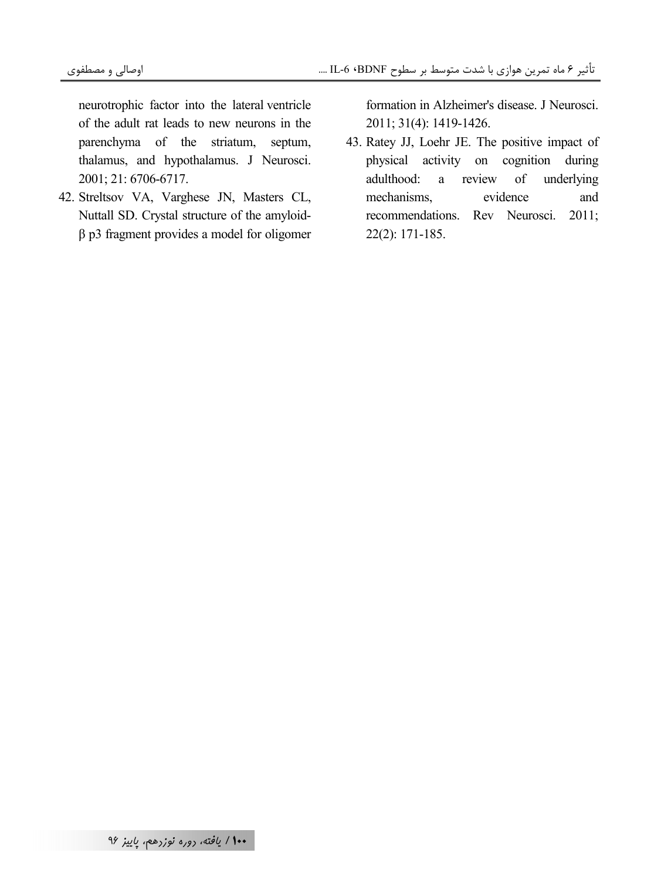neurotrophic factor into the lateral ventricle of the adult rat leads to new neurons in the parenchyma of the striatum, septum, thalamus, and hypothalamus. J Neurosci. 2001; 21: 6706-6717.

42. Streltsov VA, Varghese JN, Masters CL, Nuttall SD. Crystal structure of the amyloid-β p3 fragment provides a model for oligomer formation in Alzheimer's disease. J Neurosci. 2011; 31(4): 1419-1426.
43. Ratey JJ, Loehr JE. The positive impact of physical activity on cognition during adulthood: a review of underlying mechanisms, evidence and recommendations. Rev Neurosci. 2011; 22(2): 171-185.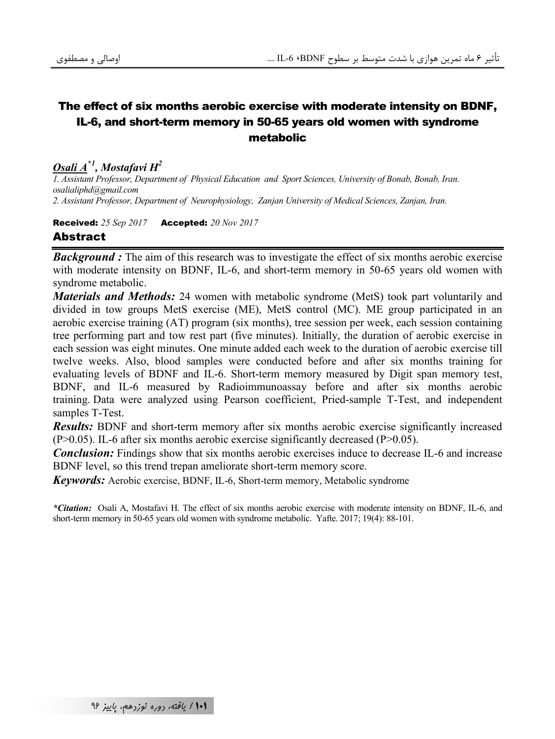# The effect of six months aerobic exercise with moderate intensity on BDNF, IL-6, and short-term memory in 50-65 years old women with syndrome metabolic

***Osali A**[*1]**, Mostafavi H**[2]*

*1. Assistant Professor, Department of Physical Education and Sport Sciences, University of Bonab, Bonab, Iran. osalialiphd@gmail.com*

*2. Assistant Professor, Department of Neurophysiology, Zanjan University of Medical Sciences, Zanjan, Iran.*

**Received:** *25 Sep 2017* **Accepted:** *20 Nov 2017*

## Abstract

***Background :*** The aim of this research was to investigate the effect of six months aerobic exercise with moderate intensity on BDNF, IL-6, and short-term memory in 50-65 years old women with syndrome metabolic.

***Materials and Methods:*** 24 women with metabolic syndrome (MetS) took part voluntarily and divided in tow groups MetS exercise (ME), MetS control (MC). ME group participated in an aerobic exercise training (AT) program (six months), tree session per week, each session containing tree performing part and tow rest part (five minutes). Initially, the duration of aerobic exercise in each session was eight minutes. One minute added each week to the duration of aerobic exercise till twelve weeks. Also, blood samples were conducted before and after six months training for evaluating levels of BDNF and IL-6. Short-term memory measured by Digit span memory test, BDNF, and IL-6 measured by Radioimmunoassay before and after six months aerobic training. Data were analyzed using Pearson coefficient, Pried-sample T-Test, and independent samples T-Test.

***Results:*** BDNF and short-term memory after six months aerobic exercise significantly increased ($P>0.05$). IL-6 after six months aerobic exercise significantly decreased ($P>0.05$).

***Conclusion:*** Findings show that six months aerobic exercises induce to decrease IL-6 and increase BDNF level, so this trend trepan ameliorate short-term memory score.

***Keywords:*** Aerobic exercise, BDNF, IL-6, Short-term memory, Metabolic syndrome

***\*Citation:*** Osali A, Mostafavi H. The effect of six months aerobic exercise with moderate intensity on BDNF, IL-6, and short-term memory in 50-65 years old women with syndrome metabolic. Yafte. 2017; 19(4): 88-101.